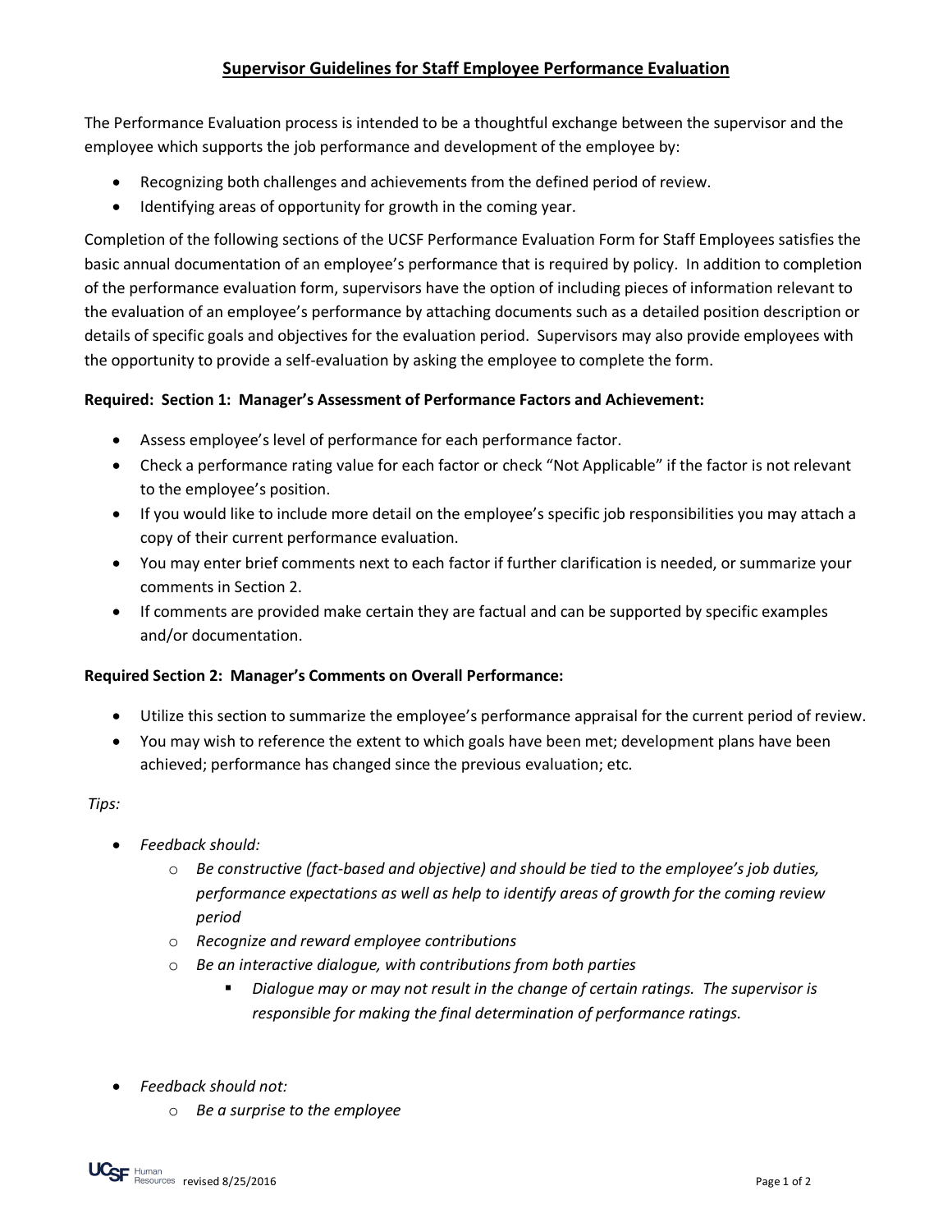# Supervisor Guidelines for Staff Employee Performance Evaluation

The Performance Evaluation process is intended to be a thoughtful exchange between the supervisor and the employee which supports the job performance and development of the employee by:

- Recognizing both challenges and achievements from the defined period of review.
- Identifying areas of opportunity for growth in the coming year.

Completion of the following sections of the UCSF Performance Evaluation Form for Staff Employees satisfies the basic annual documentation of an employee's performance that is required by policy. In addition to completion of the performance evaluation form, supervisors have the option of including pieces of information relevant to the evaluation of an employee's performance by attaching documents such as a detailed position description or details of specific goals and objectives for the evaluation period. Supervisors may also provide employees with the opportunity to provide a self-evaluation by asking the employee to complete the form.

**Required: Section 1: Manager's Assessment of Performance Factors and Achievement:**

- Assess employee's level of performance for each performance factor.
- Check a performance rating value for each factor or check "Not Applicable" if the factor is not relevant to the employee's position.
- If you would like to include more detail on the employee's specific job responsibilities you may attach a copy of their current performance evaluation.
- You may enter brief comments next to each factor if further clarification is needed, or summarize your comments in Section 2.
- If comments are provided make certain they are factual and can be supported by specific examples and/or documentation.

**Required Section 2: Manager's Comments on Overall Performance:**

- Utilize this section to summarize the employee's performance appraisal for the current period of review.
- You may wish to reference the extent to which goals have been met; development plans have been achieved; performance has changed since the previous evaluation; etc.

*Tips:*

- *Feedback should:*
  - *Be constructive (fact-based and objective) and should be tied to the employee's job duties, performance expectations as well as help to identify areas of growth for the coming review period*
  - *Recognize and reward employee contributions*
  - *Be an interactive dialogue, with contributions from both parties*
    - *Dialogue may or may not result in the change of certain ratings. The supervisor is responsible for making the final determination of performance ratings.*

- *Feedback should not:*
  - *Be a surprise to the employee*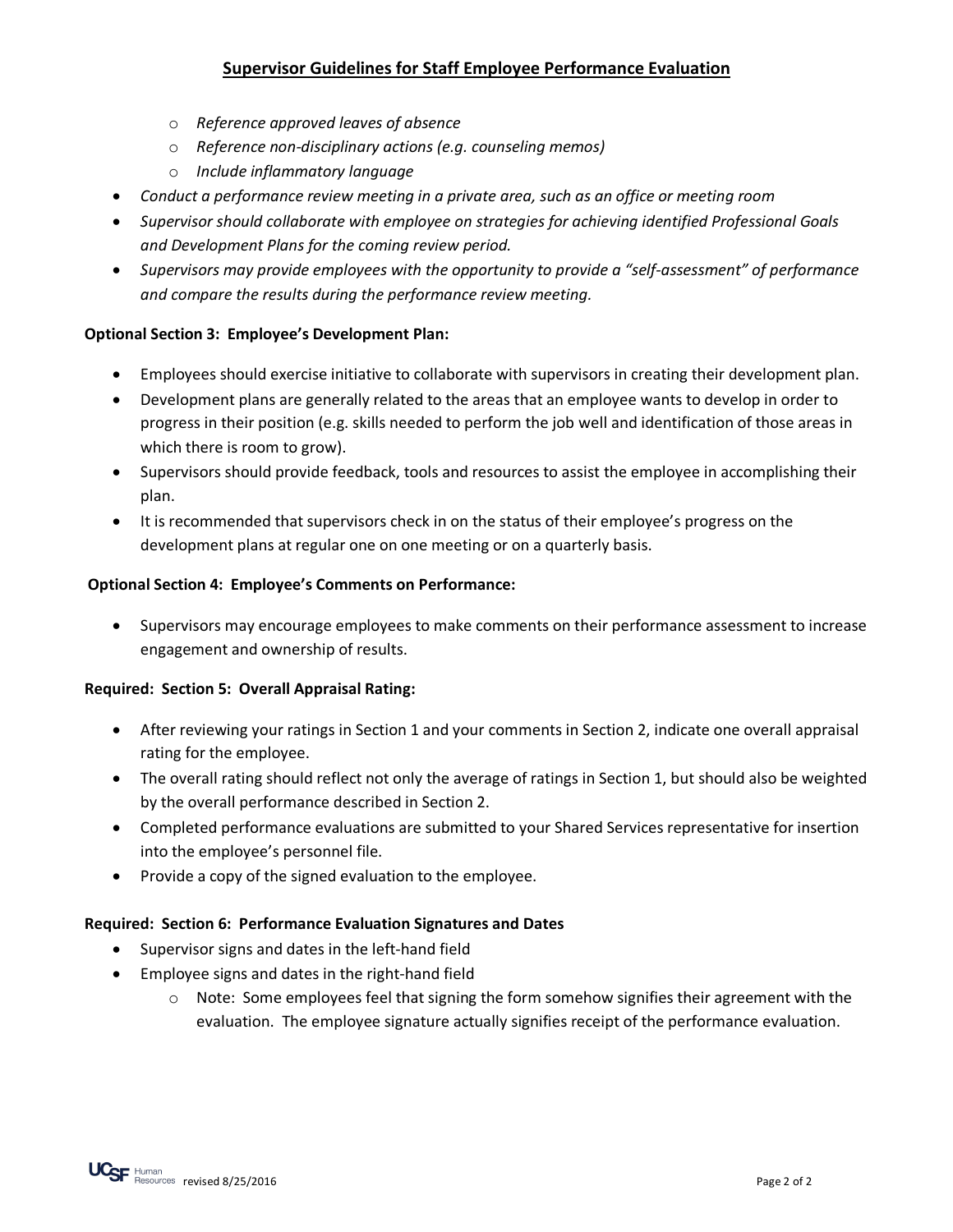## Supervisor Guidelines for Staff Employee Performance Evaluation

- *Reference approved leaves of absence*
- *Reference non-disciplinary actions (e.g. counseling memos)*
- *Include inflammatory language*

- *Conduct a performance review meeting in a private area, such as an office or meeting room*
- *Supervisor should collaborate with employee on strategies for achieving identified Professional Goals and Development Plans for the coming review period.*
- *Supervisors may provide employees with the opportunity to provide a "self-assessment" of performance and compare the results during the performance review meeting.*

**Optional Section 3: Employee's Development Plan:**

- Employees should exercise initiative to collaborate with supervisors in creating their development plan.
- Development plans are generally related to the areas that an employee wants to develop in order to progress in their position (e.g. skills needed to perform the job well and identification of those areas in which there is room to grow).
- Supervisors should provide feedback, tools and resources to assist the employee in accomplishing their plan.
- It is recommended that supervisors check in on the status of their employee's progress on the development plans at regular one on one meeting or on a quarterly basis.

**Optional Section 4: Employee's Comments on Performance:**

- Supervisors may encourage employees to make comments on their performance assessment to increase engagement and ownership of results.

**Required: Section 5: Overall Appraisal Rating:**

- After reviewing your ratings in Section 1 and your comments in Section 2, indicate one overall appraisal rating for the employee.
- The overall rating should reflect not only the average of ratings in Section 1, but should also be weighted by the overall performance described in Section 2.
- Completed performance evaluations are submitted to your Shared Services representative for insertion into the employee's personnel file.
- Provide a copy of the signed evaluation to the employee.

**Required: Section 6: Performance Evaluation Signatures and Dates**

- Supervisor signs and dates in the left-hand field
- Employee signs and dates in the right-hand field
  - Note: Some employees feel that signing the form somehow signifies their agreement with the evaluation. The employee signature actually signifies receipt of the performance evaluation.

UCSF Human Resources revised 8/25/2016